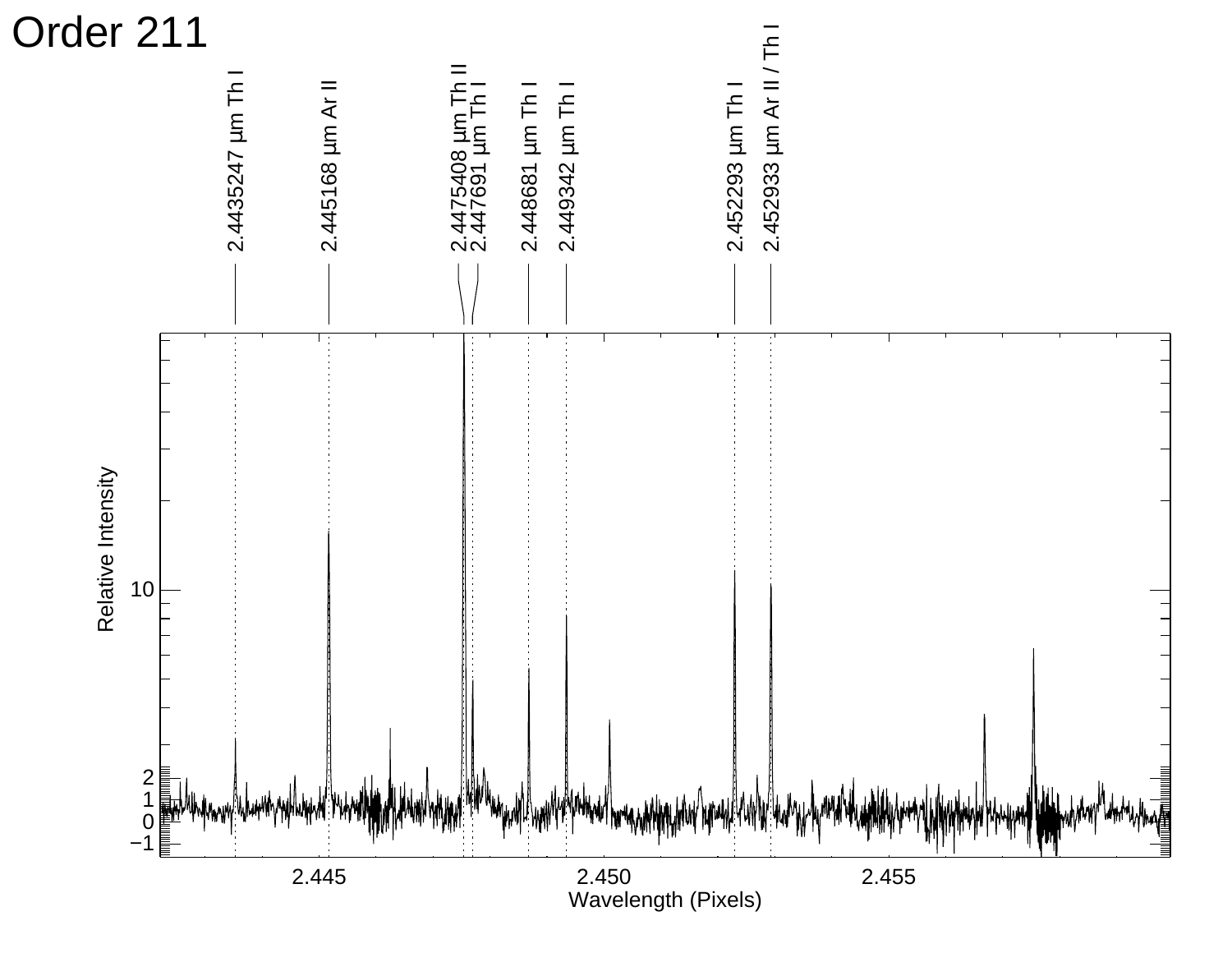# Order 211

2.4435247 μm Th I

2.445168 μm Ar II

2.4475408 μm Th II

2.447691 μm Th I

2.448681 μm Th I

2.449342 μm Th I

2.452293 μm Th I

2.452933 μm Ar II / Th I

Relative Intensity

Wavelength (Pixels)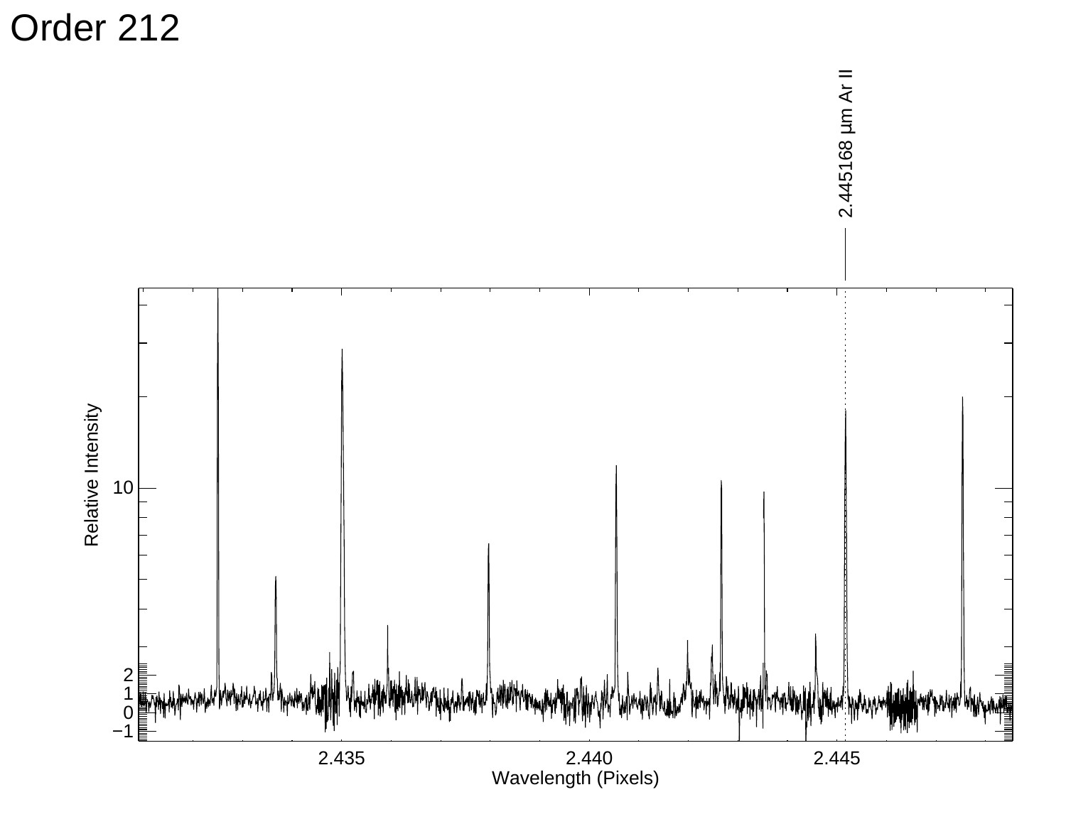# Order 212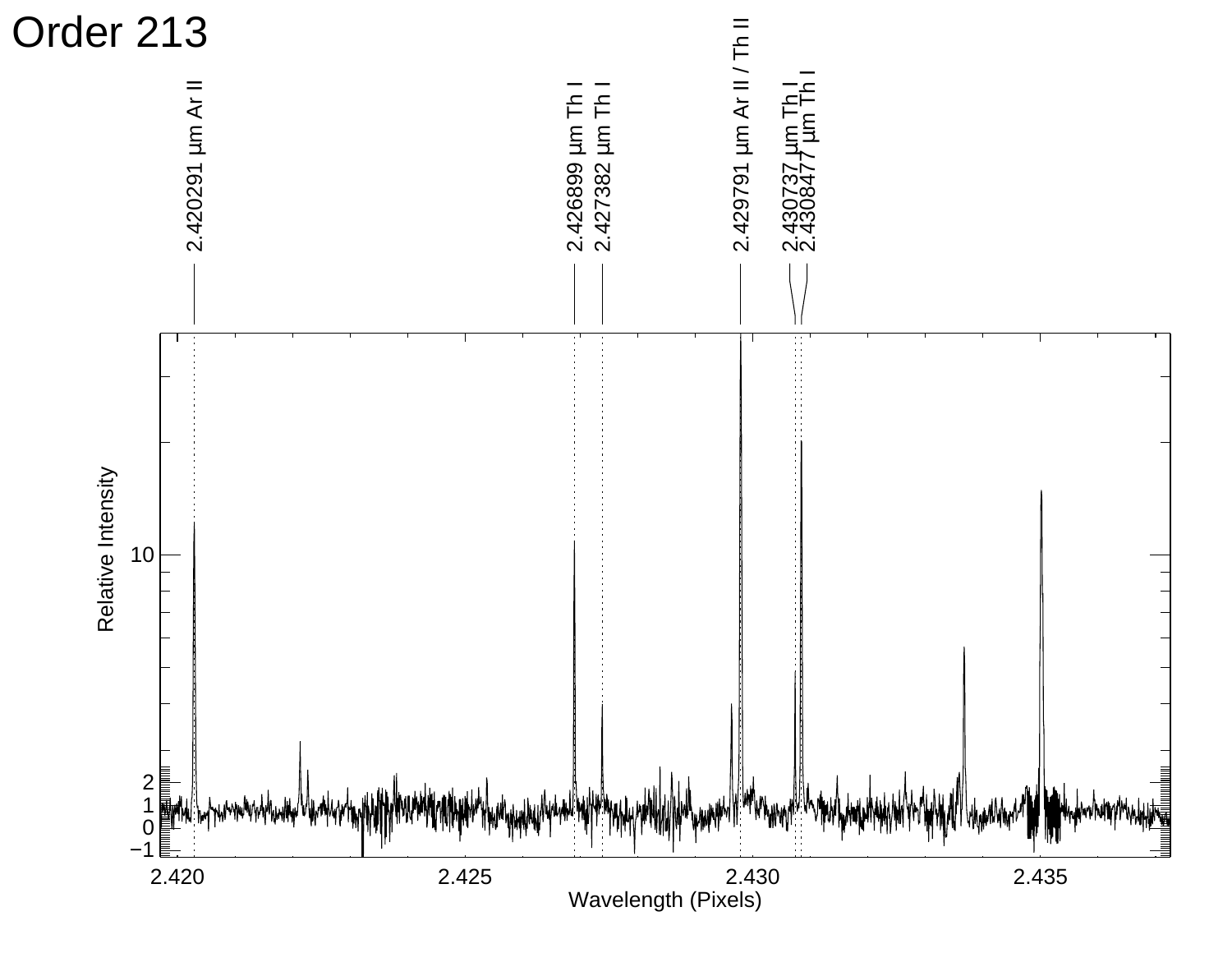# Order 213

| Line label |
|---|
| 2.420291 μm Ar II |
| 2.426899 μm Th I |
| 2.427382 μm Th I |
| 2.429791 μm Ar II / Th II |
| 2.430737 μm Th I |
| 2.430847 μm Th I |

Relative Intensity

Wavelength (Pixels)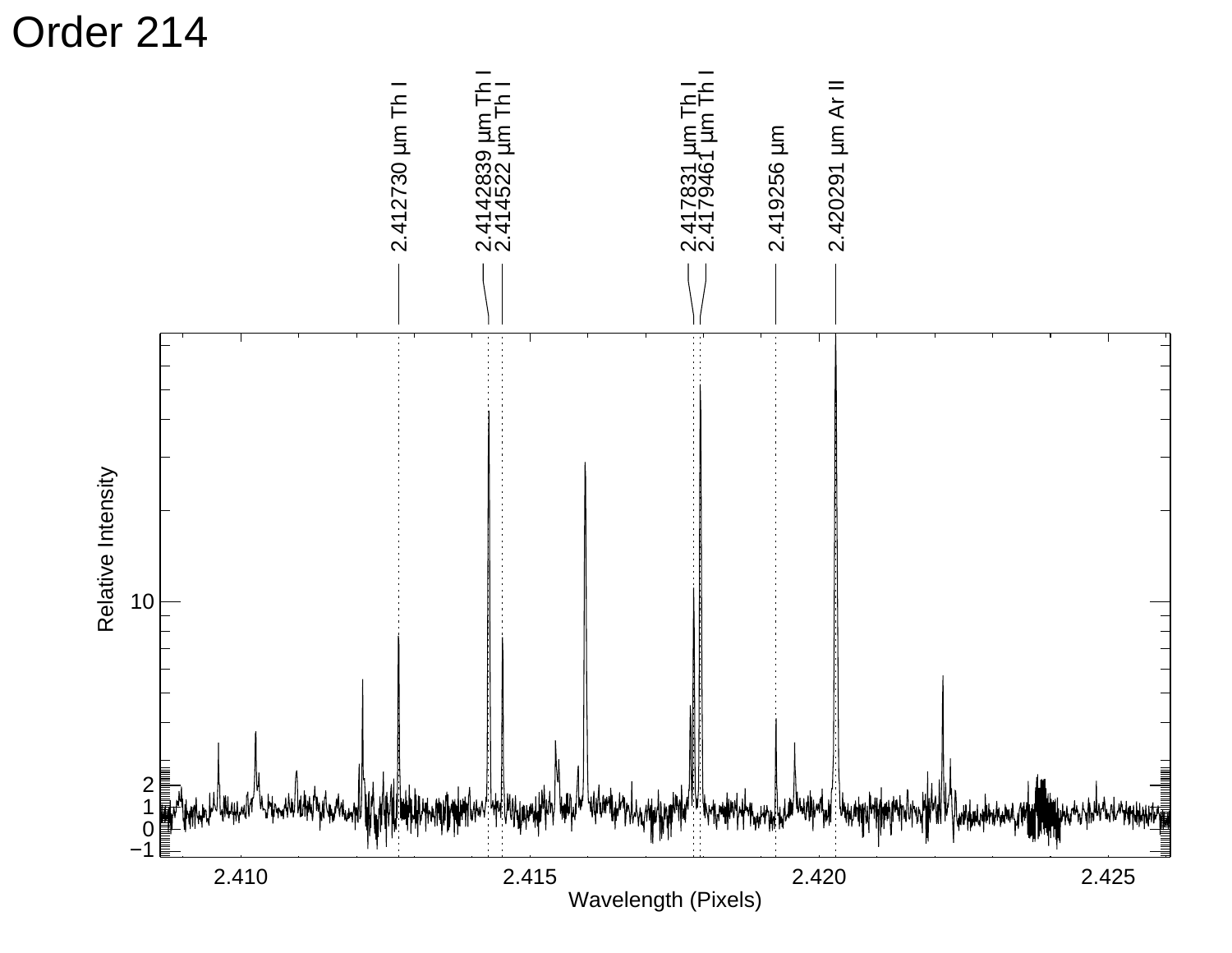# Order 214

2.412730 µm Th I

2.4142839 µm Th I

2.414522 µm Th I

2.417831 µm Th I

2.4179461 µm Th I

2.419256 µm

2.420291 µm Ar II

Relative Intensity

Wavelength (Pixels)

2.410 2.415 2.420 2.425

−1 0 1 2 10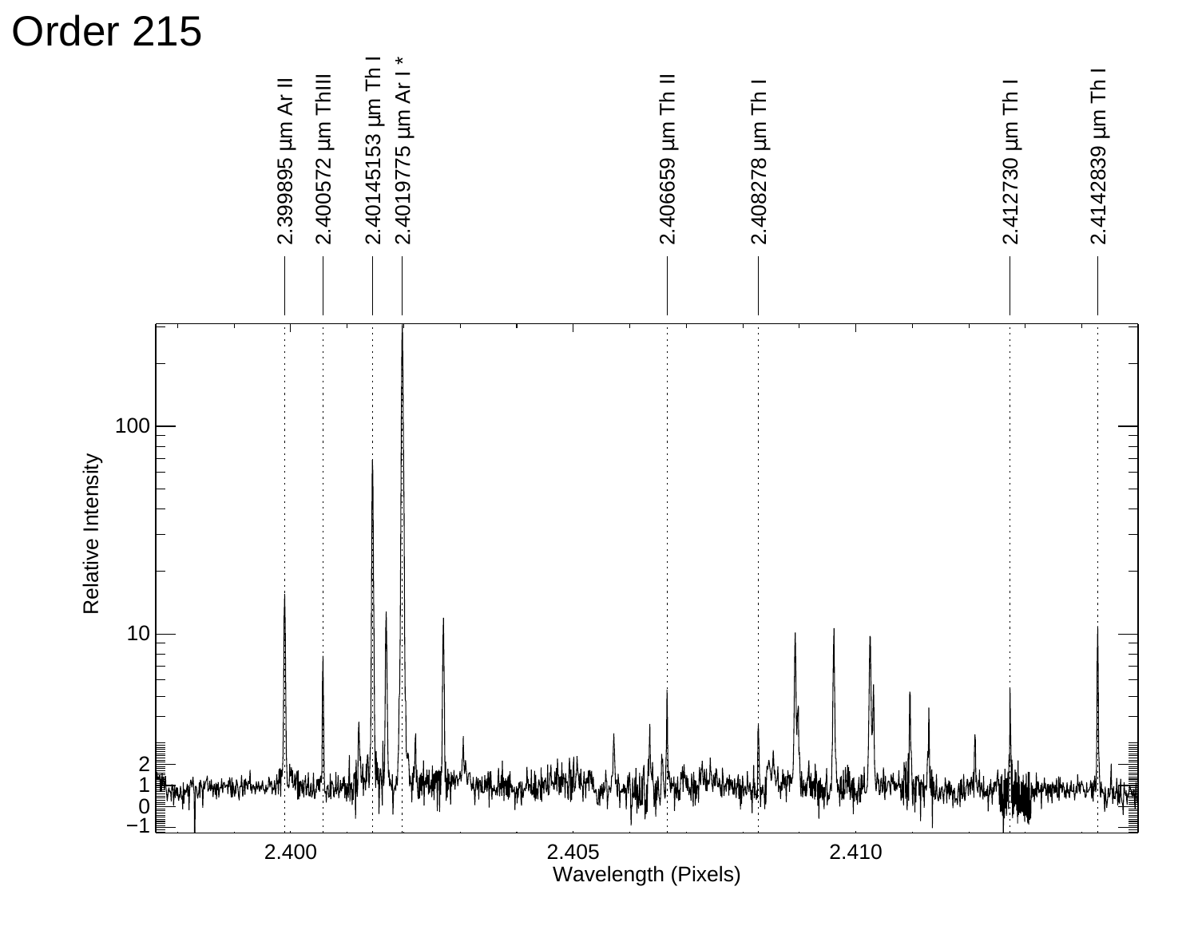# Order 215

2.399895 µm Ar II

2.400572 µm ThIII

2.40145153 µm Th I

2.4019775 µm Ar I *

2.406659 µm Th II

2.408278 µm Th I

2.412730 µm Th I

2.4142839 µm Th I

Relative Intensity

Wavelength (Pixels)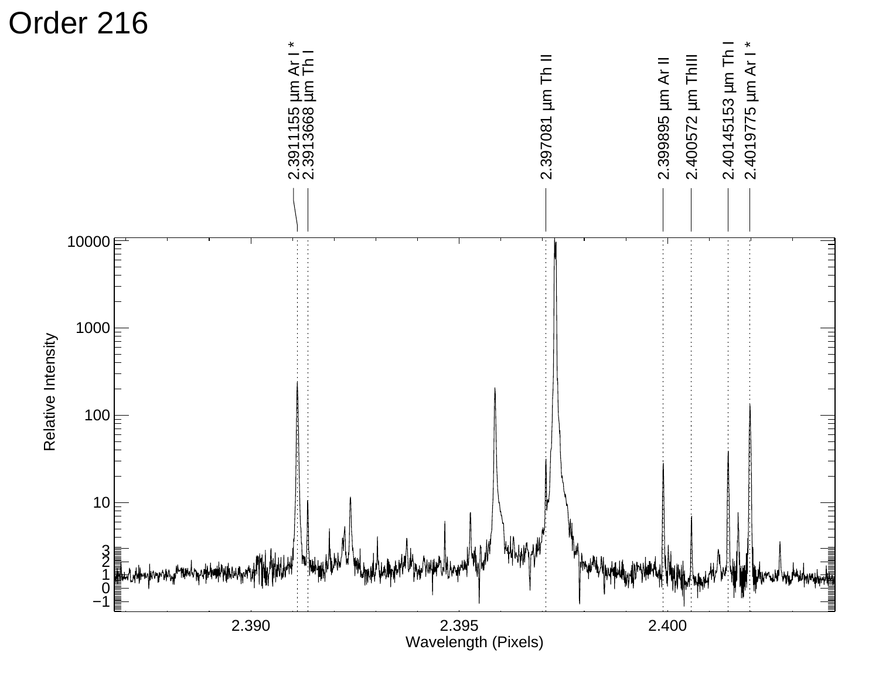# Order 216

2.3911155 μm Ar I *
2.3913668 μm Th I
2.397081 μm Th II
2.399895 μm Ar II
2.400572 μm ThII
2.40145153 μm Th I
2.4019775 μm Ar I *

Relative Intensity

Wavelength (Pixels)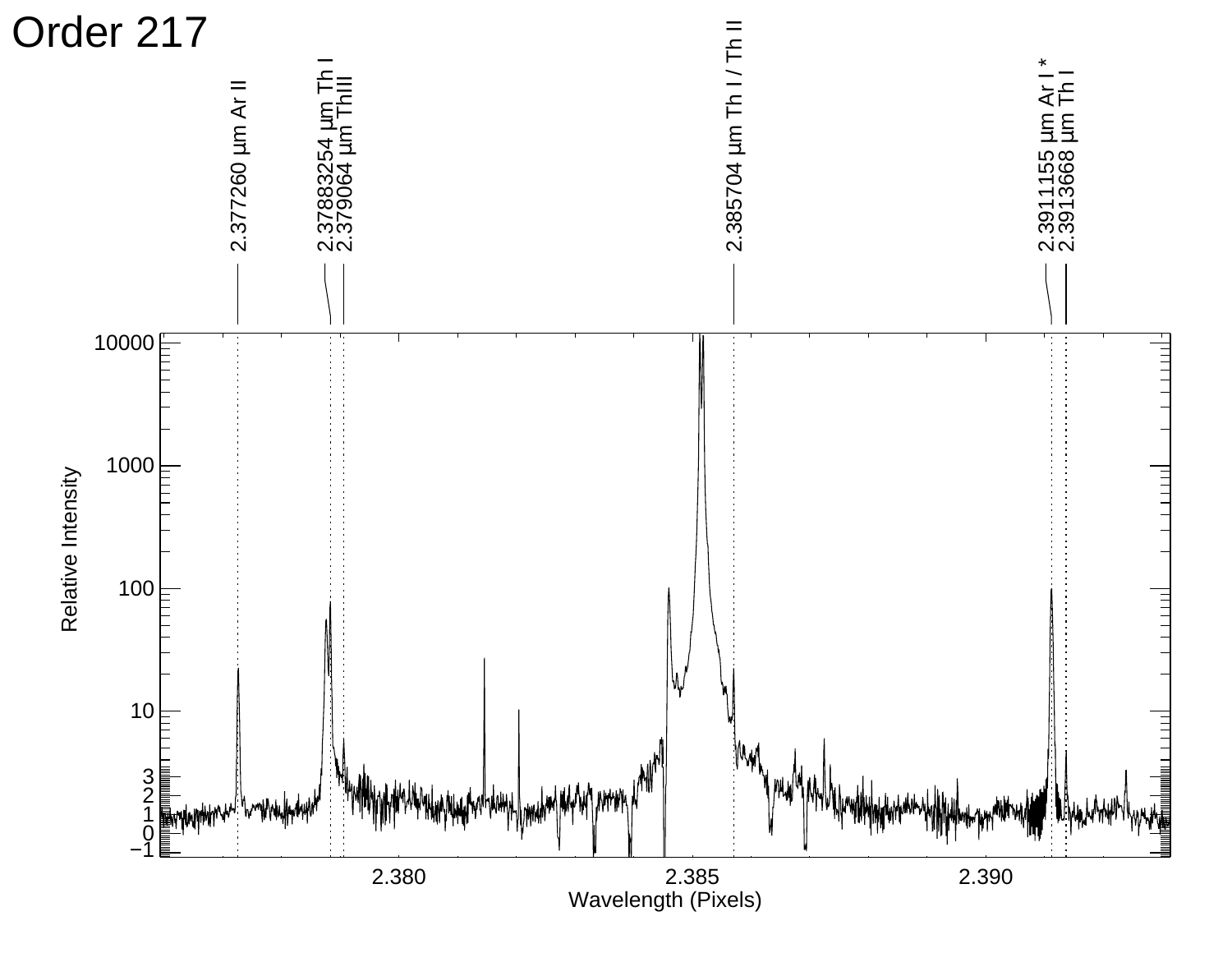# Order 217

2.377260 μm Ar II

2.37883254 μm Th I

2.379064 μm ThIII

2.385704 μm Th I / Th II

2.3911155 μm Ar I *

2.3913668 μm Th I

Relative Intensity

10000
1000
100
10
3
2
1
0
−1

2.380
2.385
2.390

Wavelength (Pixels)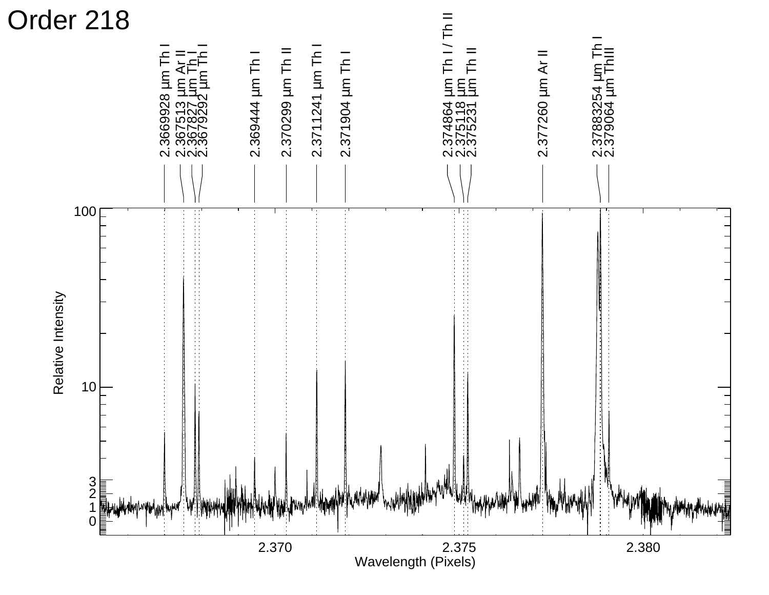# Order 218

2.3669928 μm Th I
2.367513 μm Ar II
2.367827 μm Th I
2.3679292 μm Th I
2.369444 μm Th I
2.370299 μm Th II
2.3711241 μm Th I
2.371904 μm Th I
2.374864 μm Th I / Th II
2.375118 μm
2.375231 μm Th II
2.377260 μm Ar II
2.3783254 μm Th I
2.379064 μm ThII

Relative Intensity

100
10
3
2
1
0

2.370
2.375
2.380

Wavelength (Pixels)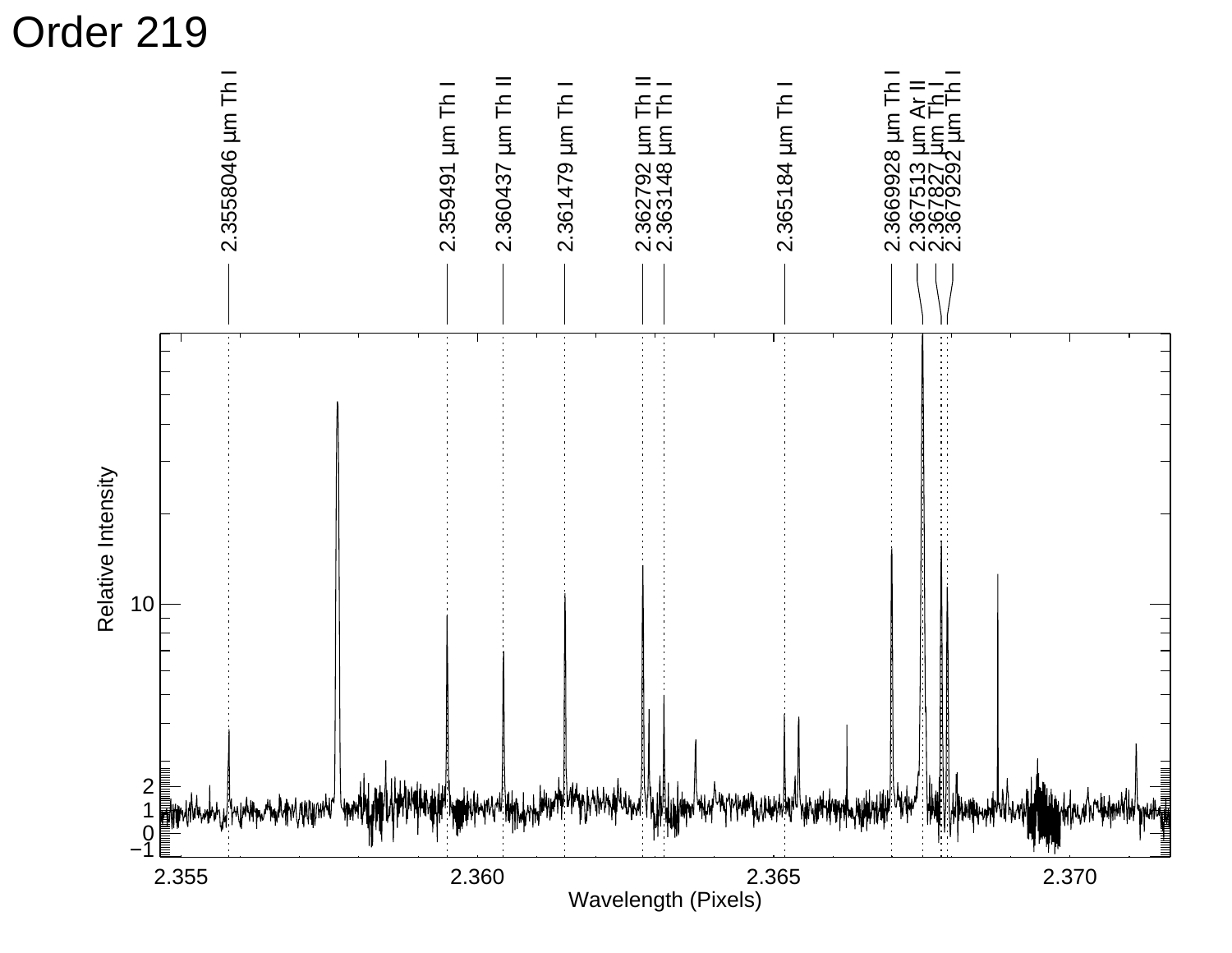# Order 219

2.3558046 µm Th I

2.359491 µm Th I

2.360437 µm Th II

2.361479 µm Th I

2.362792 µm Th II

2.363148 µm Th I

2.365184 µm Th I

2.3669928 µm Th I

2.367513 µm Ar II

2.367827 µm Th I

2.3679292 µm Th I

Relative Intensity

Wavelength (Pixels)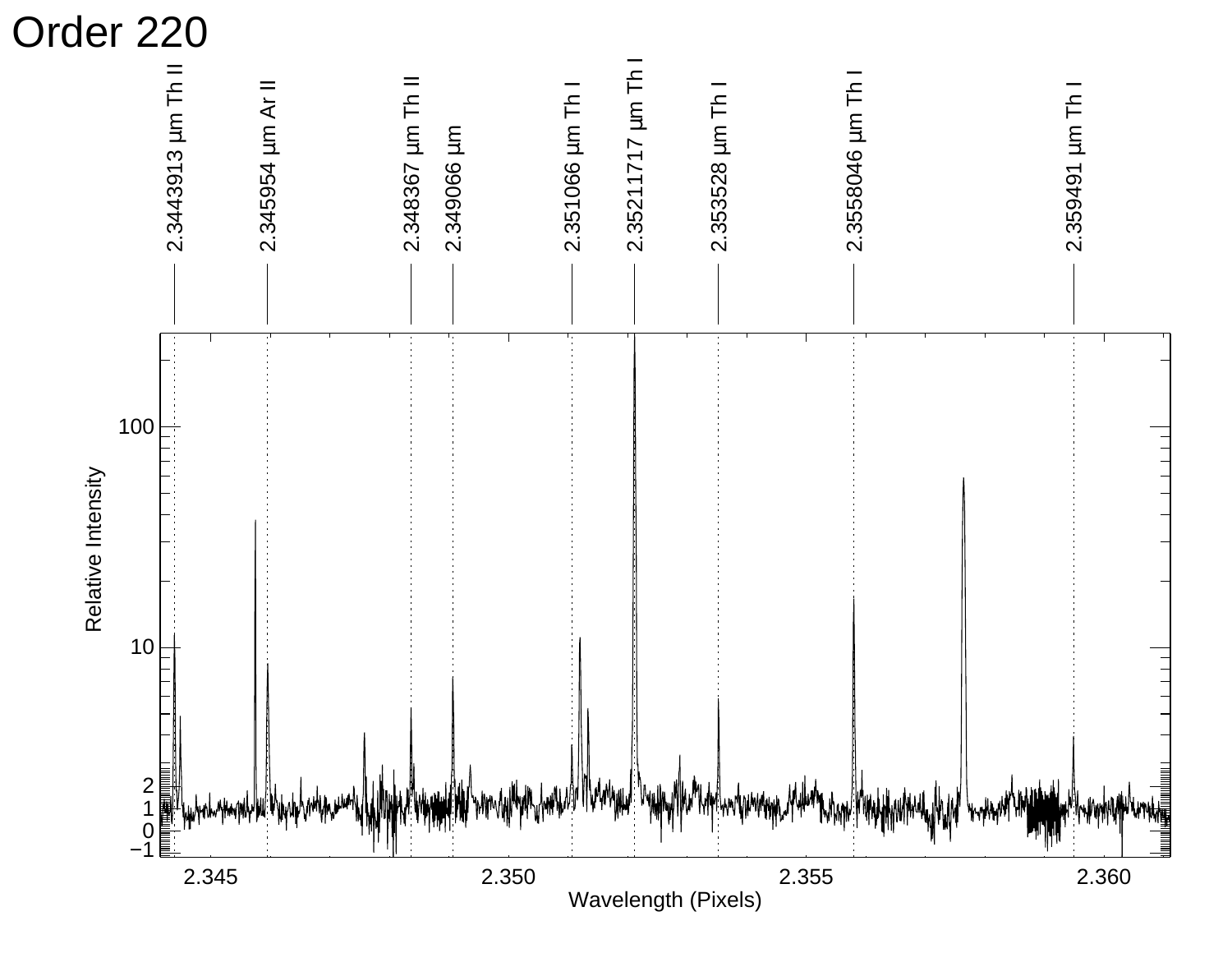# Order 220

2.3443913 μm Th II

2.345954 μm Ar II

2.348367 μm Th II

2.349066 μm

2.351066 μm Th I

2.35211717 μm Th I

2.353528 μm Th I

2.3558046 μm Th I

2.359491 μm Th I

Relative Intensity

Wavelength (Pixels)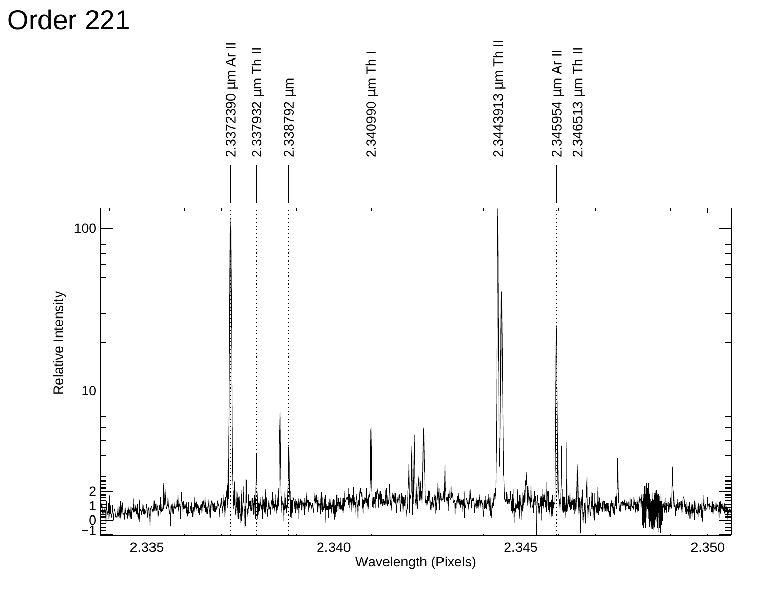# Order 221

| Line |
|---|
| 2.3372390 μm Ar II |
| 2.337932 μm Th II |
| 2.338792 μm |
| 2.340990 μm Th I |
| 2.3443913 μm Th II |
| 2.345954 μm Ar II |
| 2.346513 μm Th II |

Relative Intensity

Wavelength (Pixels)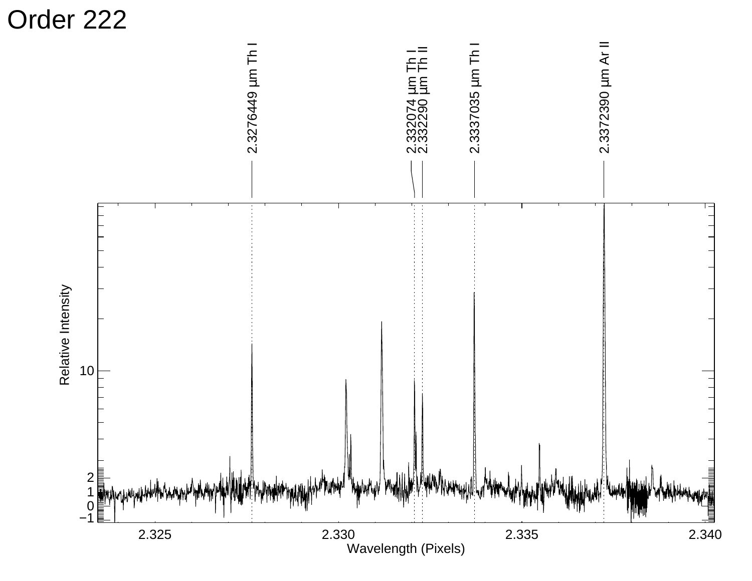# Order 222

| Wavelength | Species |
| --- | --- |
| 2.3276449 µm | Th I |
| 2.332074 µm | Th I |
| 2.332290 µm | Th II |
| 2.3337035 µm | Th I |
| 2.3372390 µm | Ar II |

Relative Intensity

Wavelength (Pixels)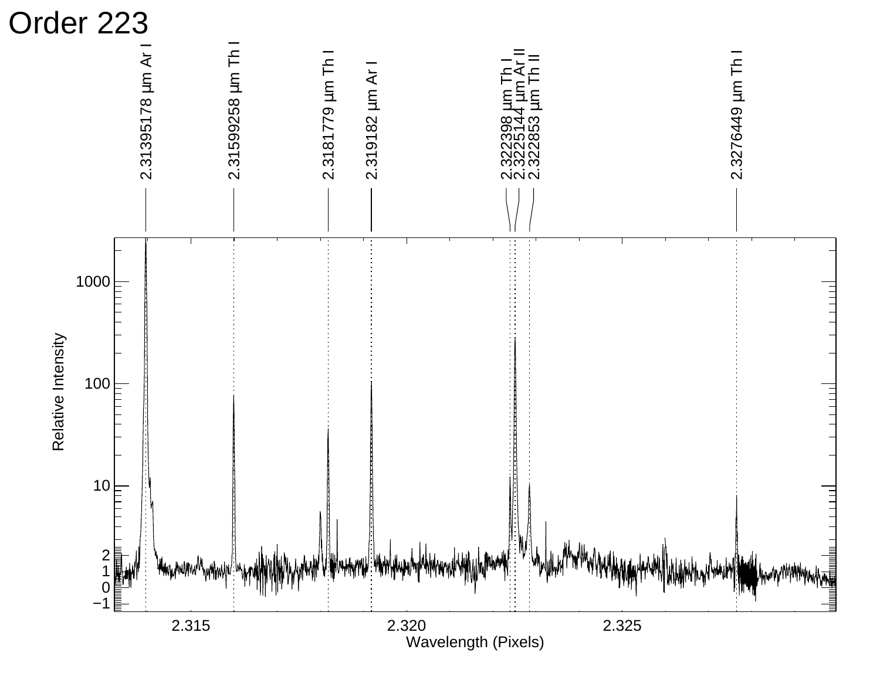# Order 223

| Wavelength | Species |
|---|---|
| 2.31395178 µm | Ar I |
| 2.31599258 µm | Th I |
| 2.3181779 µm | Th I |
| 2.319182 µm | Ar I |
| 2.322398 µm | Th I |
| 2.3225144 µm | Ar II |
| 2.322853 µm | Th II |
| 2.3276449 µm | Th I |

Relative Intensity

Wavelength (Pixels)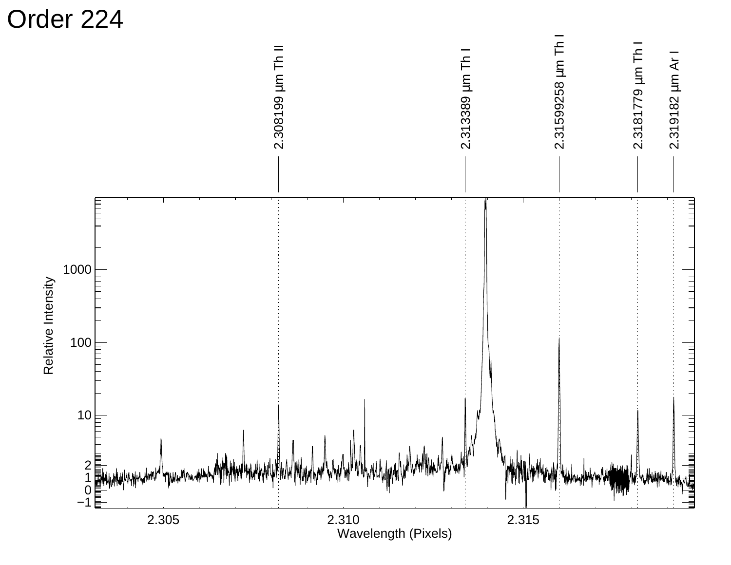# Order 224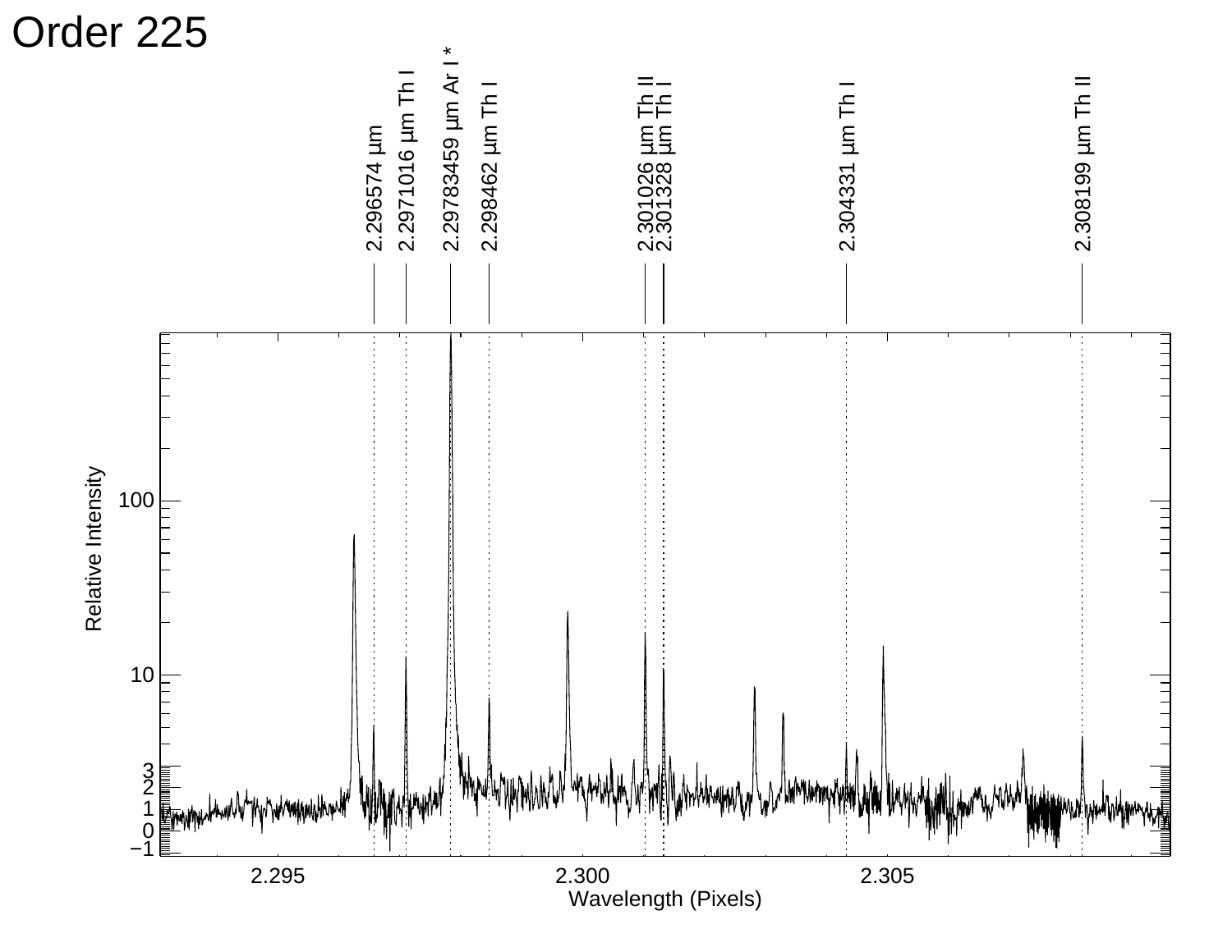# Order 225

| Wavelength | Species |
|---|---|
| 2.296574 µm | |
| 2.2971016 µm | Th I |
| 2.29783459 µm | Ar I * |
| 2.298462 µm | Th I |
| 2.301026 µm | Th II |
| 2.301328 µm | Th I |
| 2.304331 µm | Th I |
| 2.308199 µm | Th II |

Relative Intensity

Wavelength (Pixels)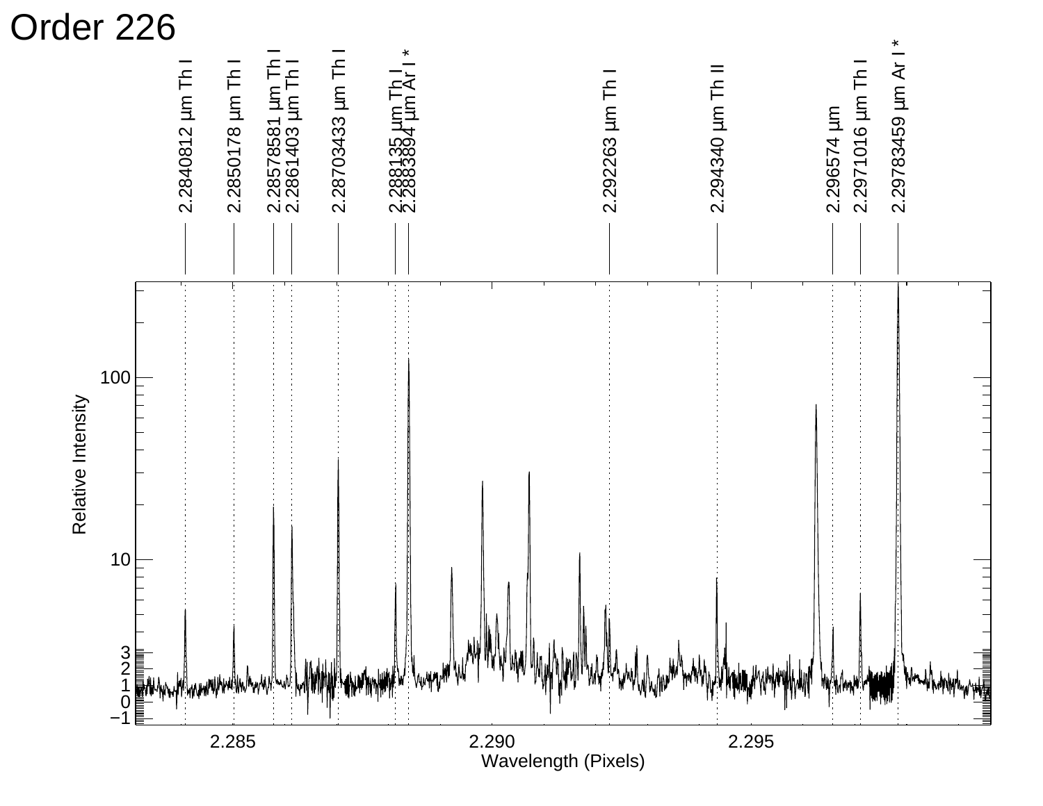# Order 226

2.2840812 µm Th I

2.2850178 µm Th I

2.28578581 µm Th I

2.2861403 µm Th I

2.28703433 µm Th I

2.288135 µm Th I

2.2883894 µm Ar I *

2.292263 µm Th I

2.294340 µm Th II

2.296574 µm

2.2971016 µm Th I

2.29783459 µm Ar I *

Relative Intensity

Wavelength (Pixels)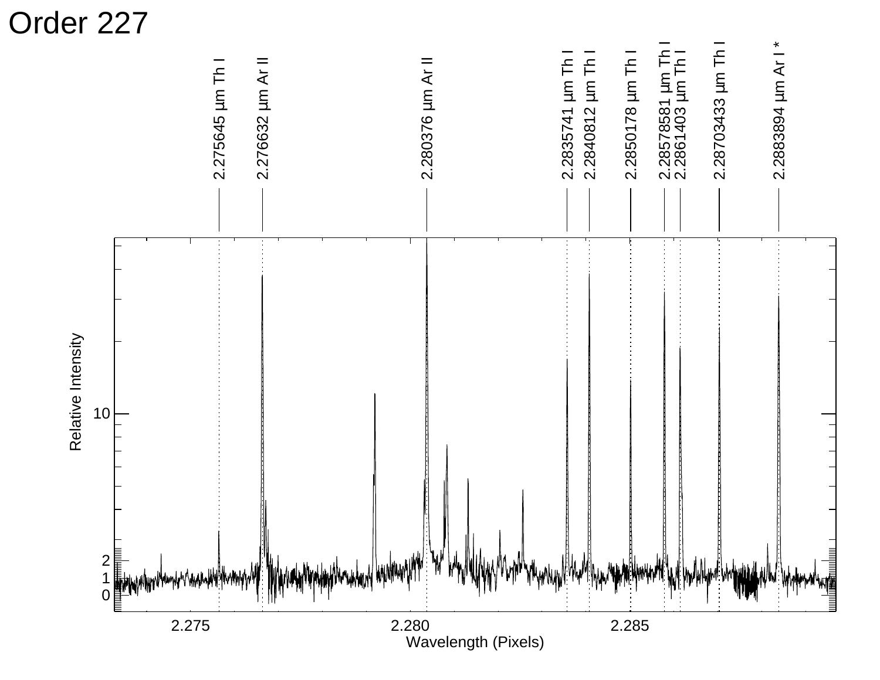# Order 227

| Wavelength | Species |
|---|---|
| 2.275645 μm | Th I |
| 2.276632 μm | Ar II |
| 2.280376 μm | Ar II |
| 2.2835741 μm | Th I |
| 2.2840812 μm | Th I |
| 2.2850178 μm | Th I |
| 2.28578581 μm | Th I |
| 2.2861403 μm | Th I |
| 2.28703433 μm | Th I |
| 2.2883894 μm | Ar I * |

Relative Intensity

Wavelength (Pixels)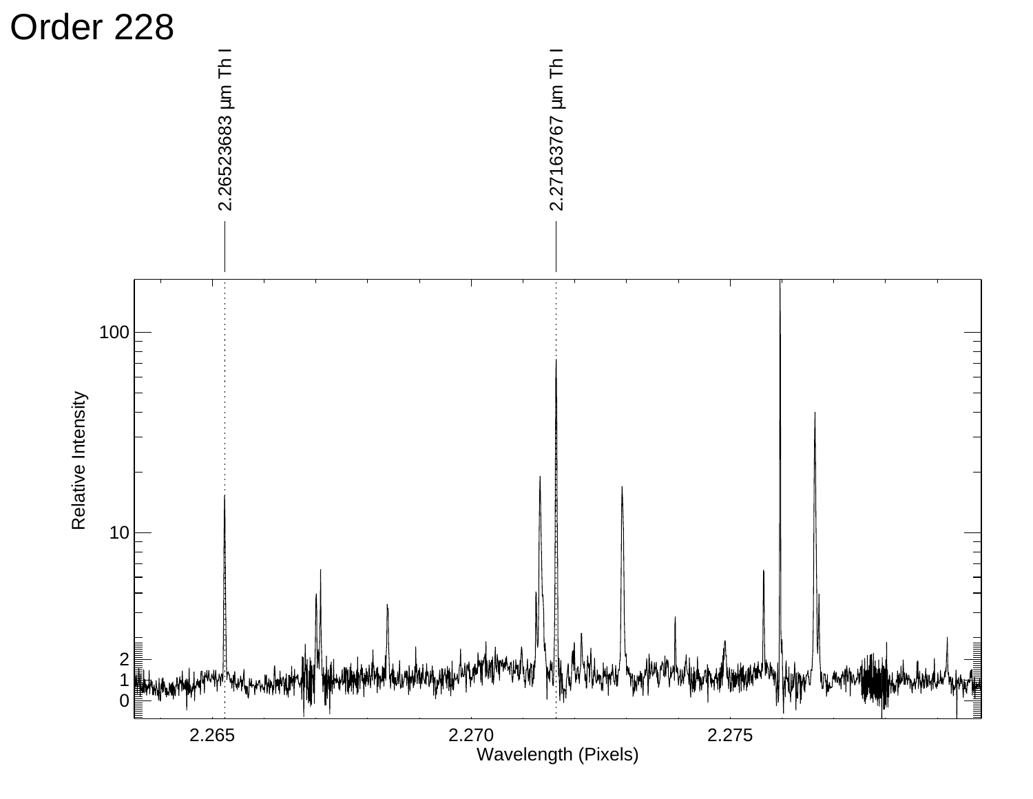# Order 228

2.26523683 μm Th I

2.27163767 μm Th I

Relative Intensity

Wavelength (Pixels)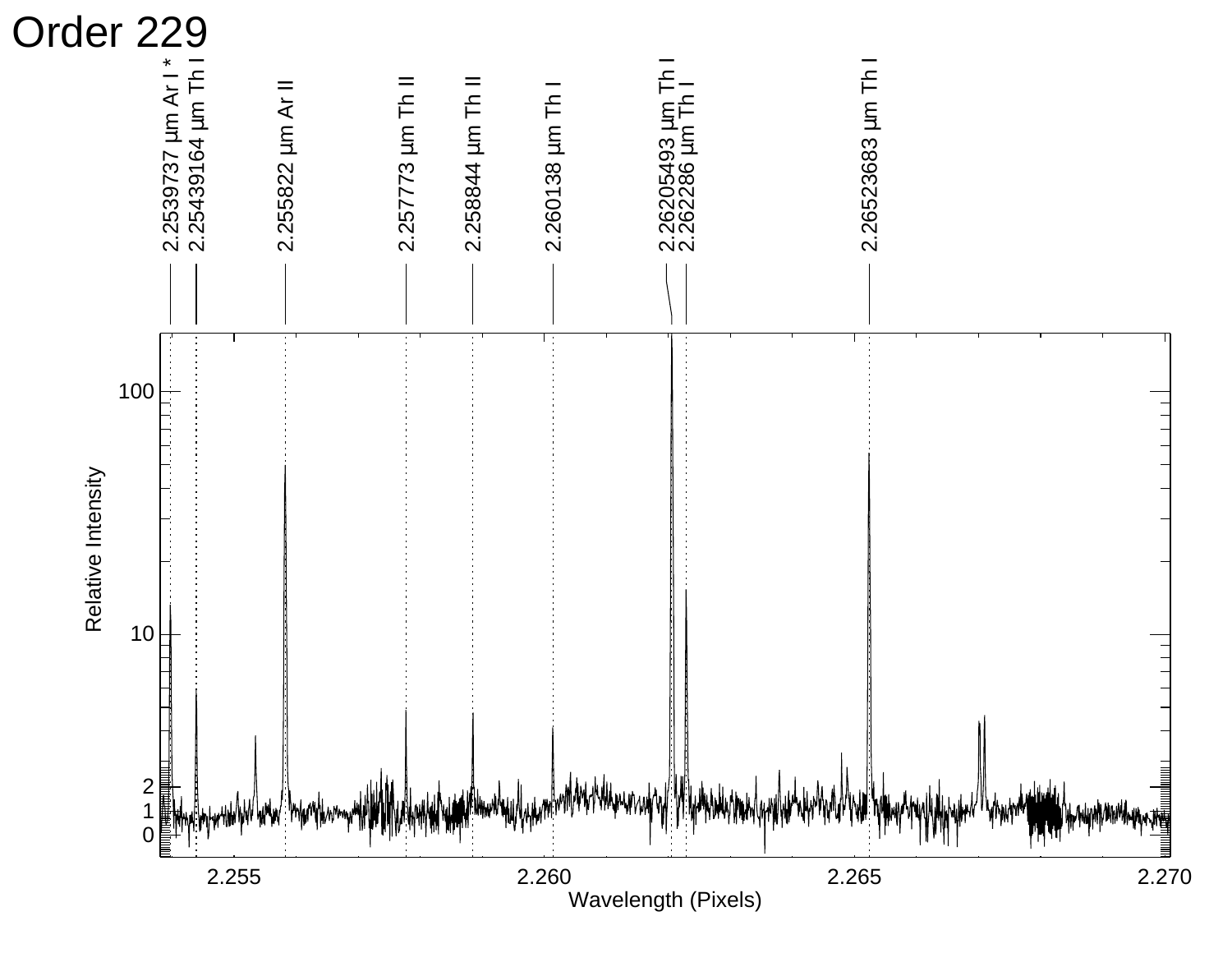# Order 229

2.2539737 µm Ar I *
2.25439164 µm Th I
2.255822 µm Ar II
2.257773 µm Th II
2.258844 µm Th II
2.260138 µm Th I
2.26205493 µm Th I
2.262286 µm Th I
2.26523683 µm Th I

Relative Intensity

Wavelength (Pixels)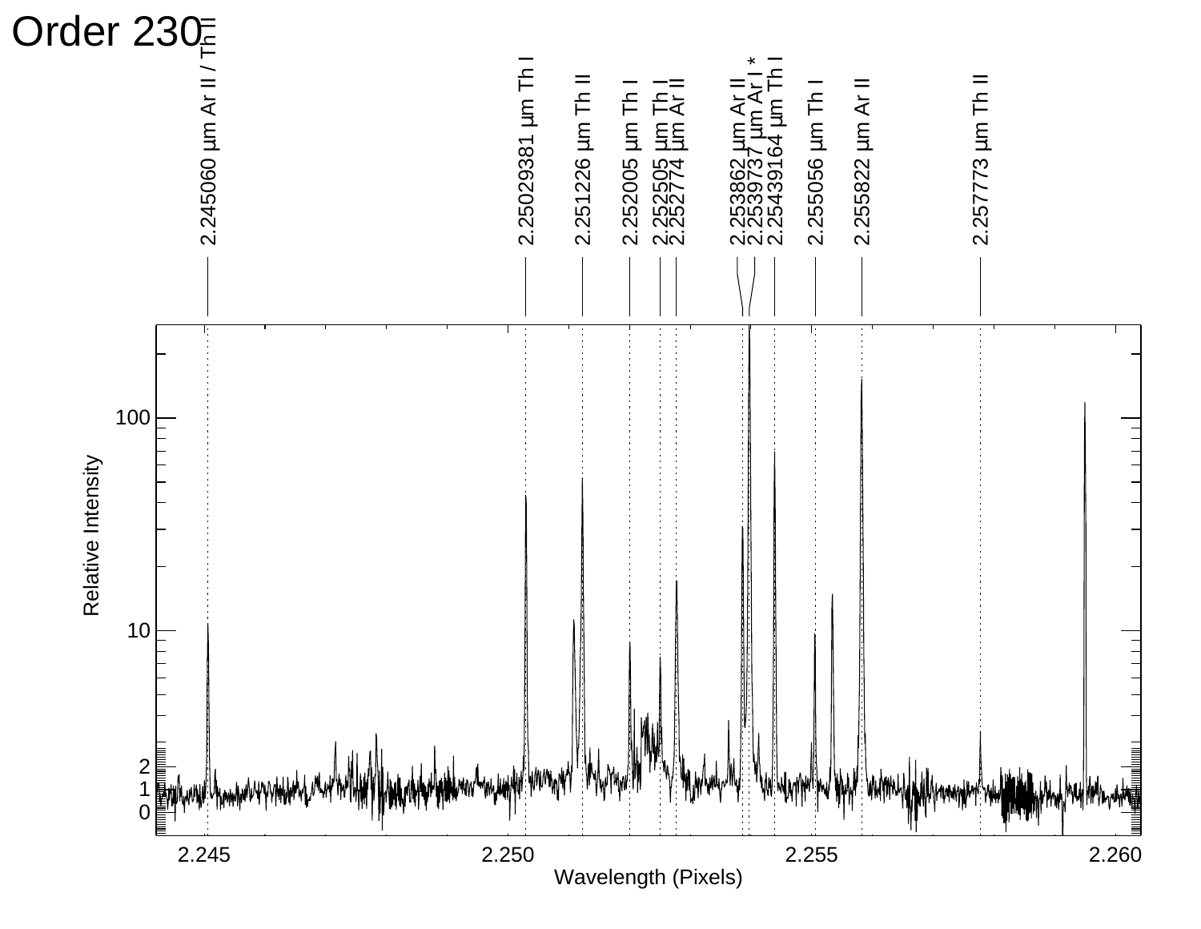# Order 230

2.245060 μm Ar II / Th II

2.25029381 μm Th I

2.251226 μm Th II

2.252005 μm Th I

2.252505 μm Th I

2.252774 μm Ar II

2.253862 μm Ar II

2.2539737 μm Ar I *

2.25439164 μm Th I

2.255056 μm Th I

2.255822 μm Ar II

2.257773 μm Th II

Relative Intensity

Wavelength (Pixels)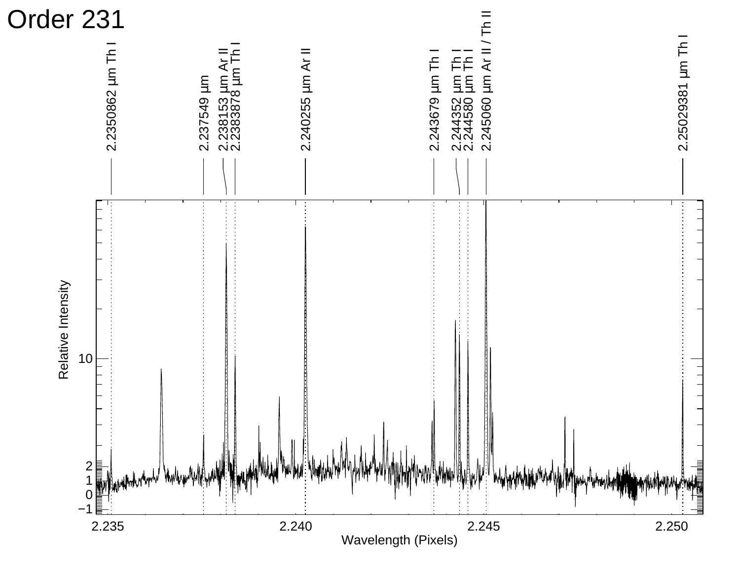# Order 231

2.2350862 μm Th I

2.237549 μm

2.238153 μm Ar II

2.2383878 μm Th I

2.240255 μm Ar II

2.243679 μm Th I

2.244352 μm Th I

2.244580 μm Th I

2.245060 μm Ar II / Th II

2.25029381 μm Th I

Relative Intensity

10

2

1

0

−1

2.235

2.240

2.245

2.250

Wavelength (Pixels)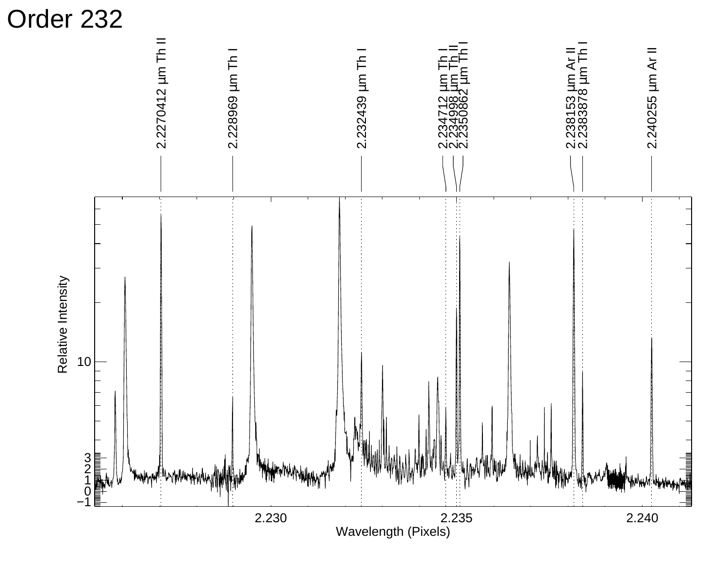# Order 232

2.2270412 µm Th II

2.228969 µm Th I

2.232439 µm Th I

2.234712 µm Th I

2.234998 µm Th II

2.2350862 µm Th I

2.238153 µm Ar II

2.2383878 µm Th I

2.240255 µm Ar II

Relative Intensity

10

3

2

1

0

−1

2.230

2.235

2.240

Wavelength (Pixels)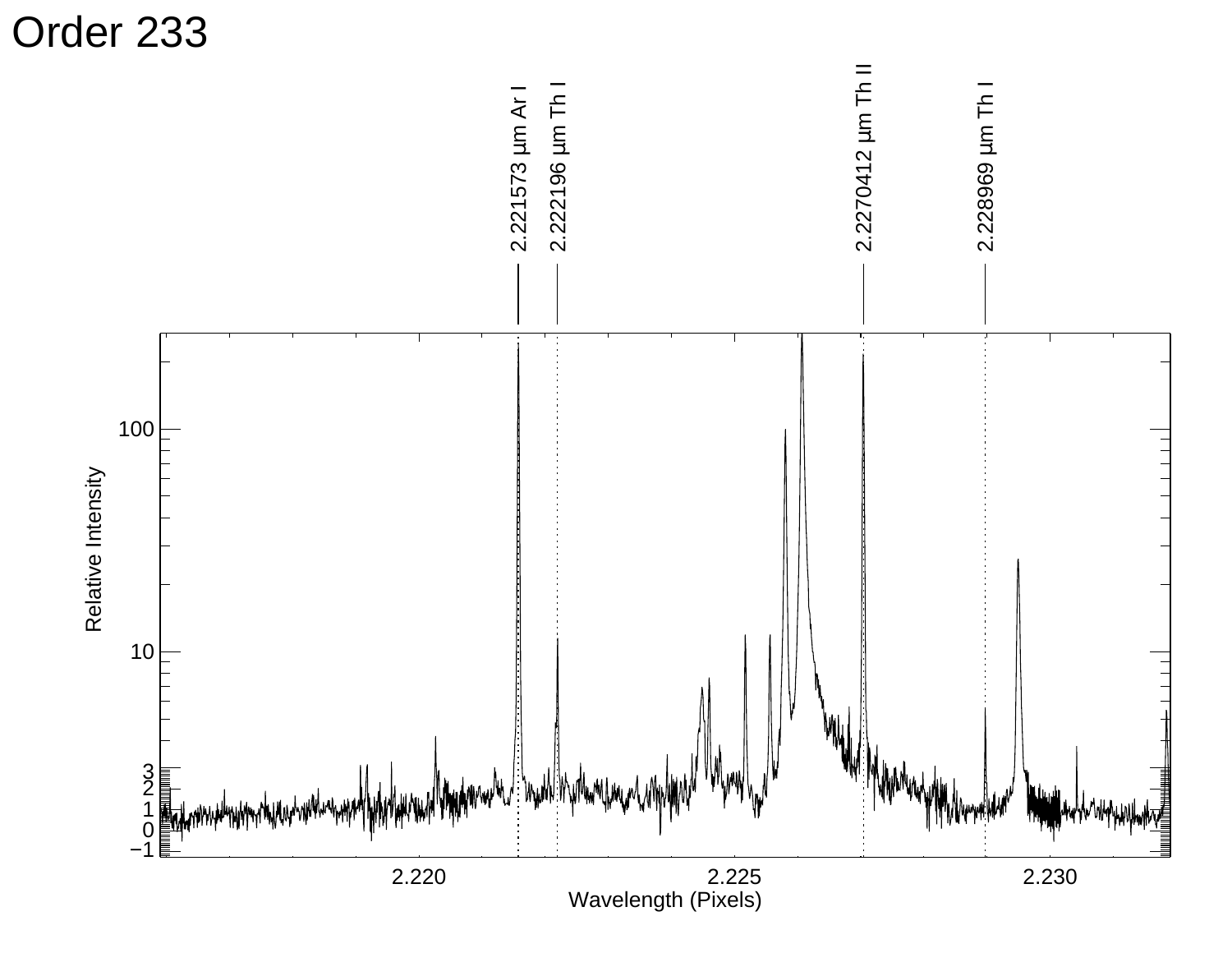# Order 233

2.221573 μm Ar I

2.222196 μm Th I

2.2270412 μm Th II

2.228969 μm Th I

Relative Intensity

Wavelength (Pixels)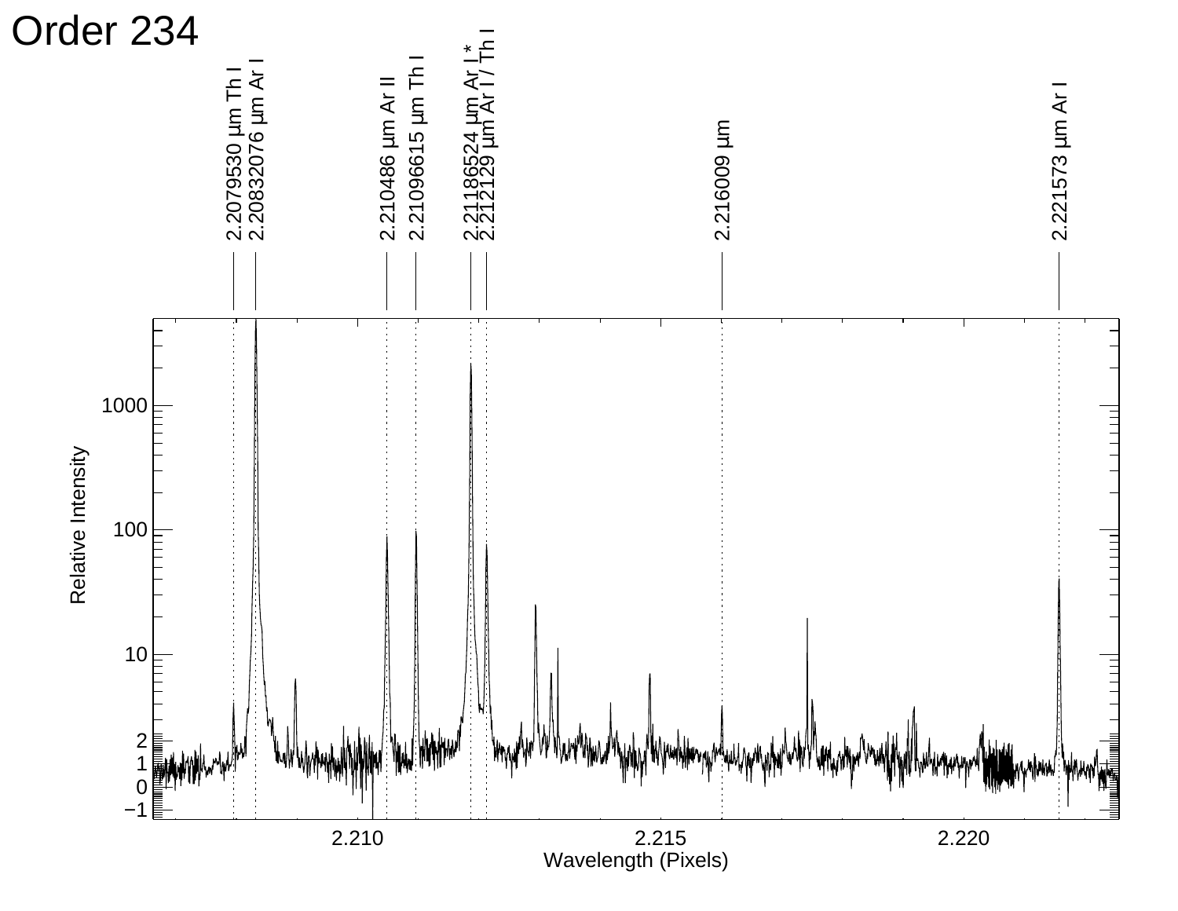# Order 234

2.2079530 μm Th I
2.20832076 μm Ar I
2.210486 μm Ar II
2.21096615 μm Th I
2.21186524 μm Ar I *
2.212129 μm Ar I / Th I
2.216009 μm
2.221573 μm Ar I

Relative Intensity

Wavelength (Pixels)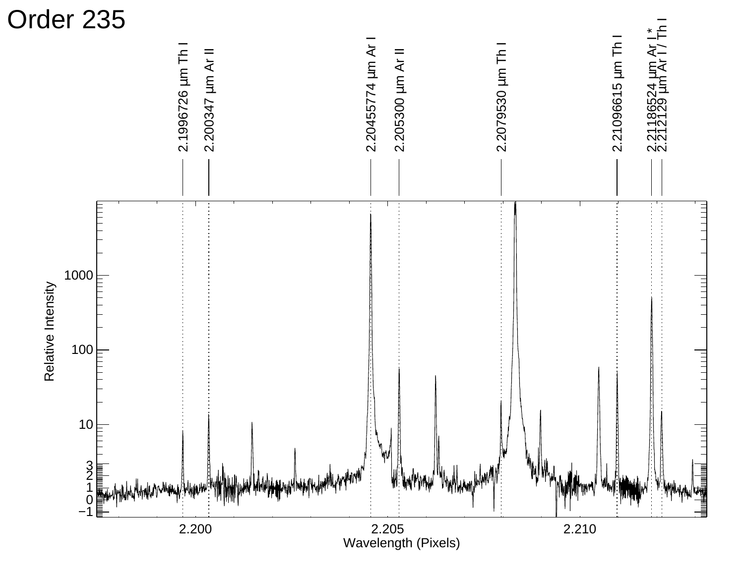# Order 235

| Wavelength | Label |
|---|---|
| 2.1996726 µm | Th I |
| 2.200347 µm | Ar II |
| 2.20455774 µm | Ar I |
| 2.205300 µm | Ar II |
| 2.2079530 µm | Th I |
| 2.21096615 µm | Th I |
| 2.21186524 µm | Ar I * |
| 2.2122129 µm | Ar I / Th I |

Relative Intensity

Wavelength (Pixels)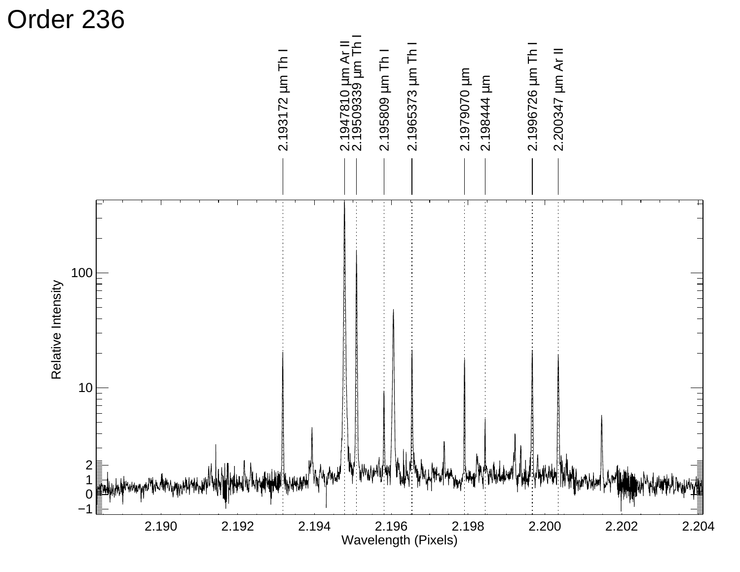# Order 236

2.193172 µm Th I

2.1947810 µm Ar II

2.19509339 µm Th I

2.195809 µm Th I

2.1965373 µm Th I

2.1979070 µm

2.198444 µm

2.1996726 µm Th I

2.200347 µm Ar II

Relative Intensity

Wavelength (Pixels)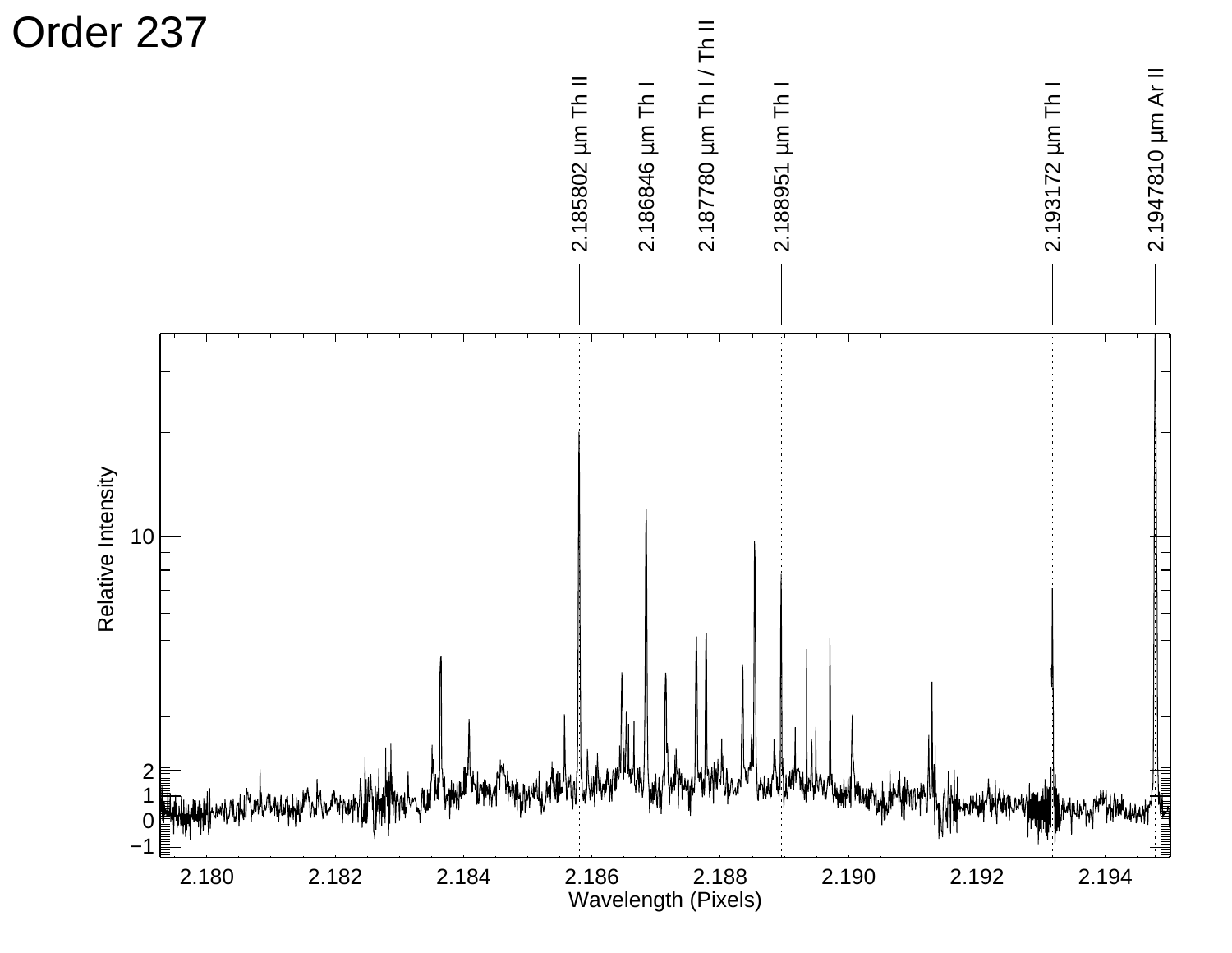# Order 237

2.185802 μm Th II

2.186846 μm Th I

2.187780 μm Th I / Th II

2.188951 μm Th I

2.193172 μm Th I

2.1947810 μm Ar II

Relative Intensity

Wavelength (Pixels)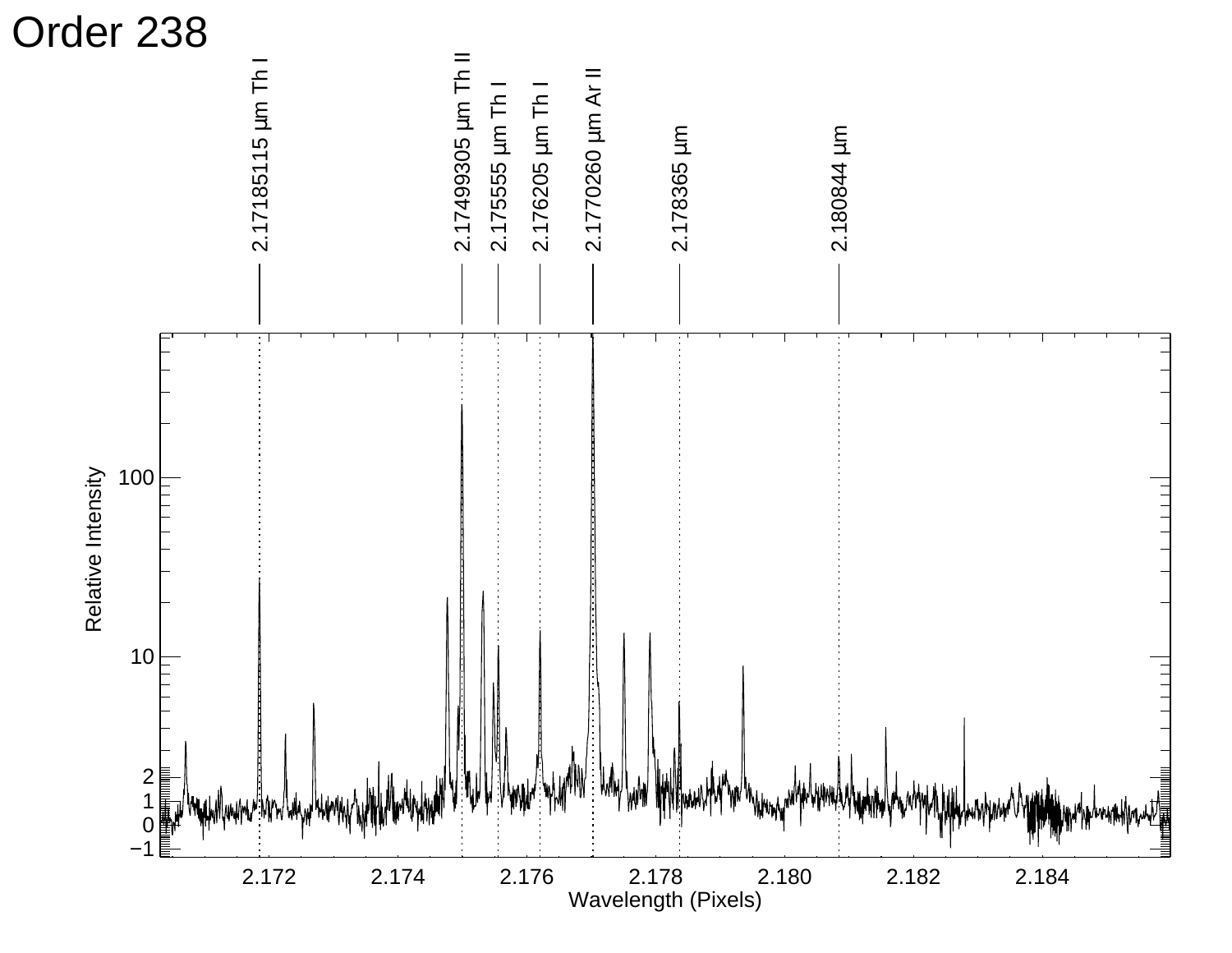# Order 238

2.17185115 µm Th I

2.17499305 µm Th II

2.175555 µm Th I

2.176205 µm Th I

2.1770260 µm Ar II

2.178365 µm

2.180844 µm

Relative Intensity

100

10

2

1

0

−1

2.172

2.174

2.176

2.178

2.180

2.182

2.184

Wavelength (Pixels)